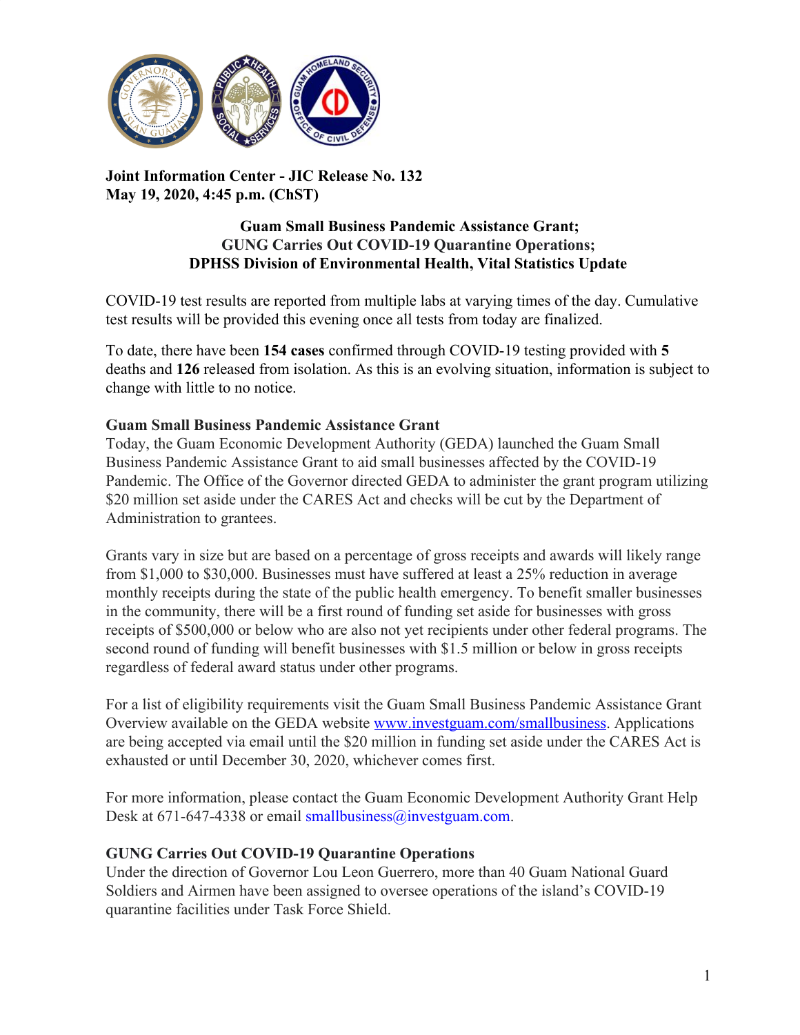**Joint Information Center - JIC Release No. 132**
**May 19, 2020, 4:45 p.m. (ChST)**

## Guam Small Business Pandemic Assistance Grant; GUNG Carries Out COVID-19 Quarantine Operations; DPHSS Division of Environmental Health, Vital Statistics Update

COVID-19 test results are reported from multiple labs at varying times of the day. Cumulative test results will be provided this evening once all tests from today are finalized.

To date, there have been **154 cases** confirmed through COVID-19 testing provided with **5** deaths and **126** released from isolation. As this is an evolving situation, information is subject to change with little to no notice.

### Guam Small Business Pandemic Assistance Grant

Today, the Guam Economic Development Authority (GEDA) launched the Guam Small Business Pandemic Assistance Grant to aid small businesses affected by the COVID-19 Pandemic. The Office of the Governor directed GEDA to administer the grant program utilizing $20 million set aside under the CARES Act and checks will be cut by the Department of Administration to grantees.

Grants vary in size but are based on a percentage of gross receipts and awards will likely range from $1,000 to $30,000. Businesses must have suffered at least a 25% reduction in average monthly receipts during the state of the public health emergency. To benefit smaller businesses in the community, there will be a first round of funding set aside for businesses with gross receipts of $500,000 or below who are also not yet recipients under other federal programs. The second round of funding will benefit businesses with $1.5 million or below in gross receipts regardless of federal award status under other programs.

For a list of eligibility requirements visit the Guam Small Business Pandemic Assistance Grant Overview available on the GEDA website www.investguam.com/smallbusiness. Applications are being accepted via email until the $20 million in funding set aside under the CARES Act is exhausted or until December 30, 2020, whichever comes first.

For more information, please contact the Guam Economic Development Authority Grant Help Desk at 671-647-4338 or email smallbusiness@investguam.com.

### GUNG Carries Out COVID-19 Quarantine Operations

Under the direction of Governor Lou Leon Guerrero, more than 40 Guam National Guard Soldiers and Airmen have been assigned to oversee operations of the island's COVID-19 quarantine facilities under Task Force Shield.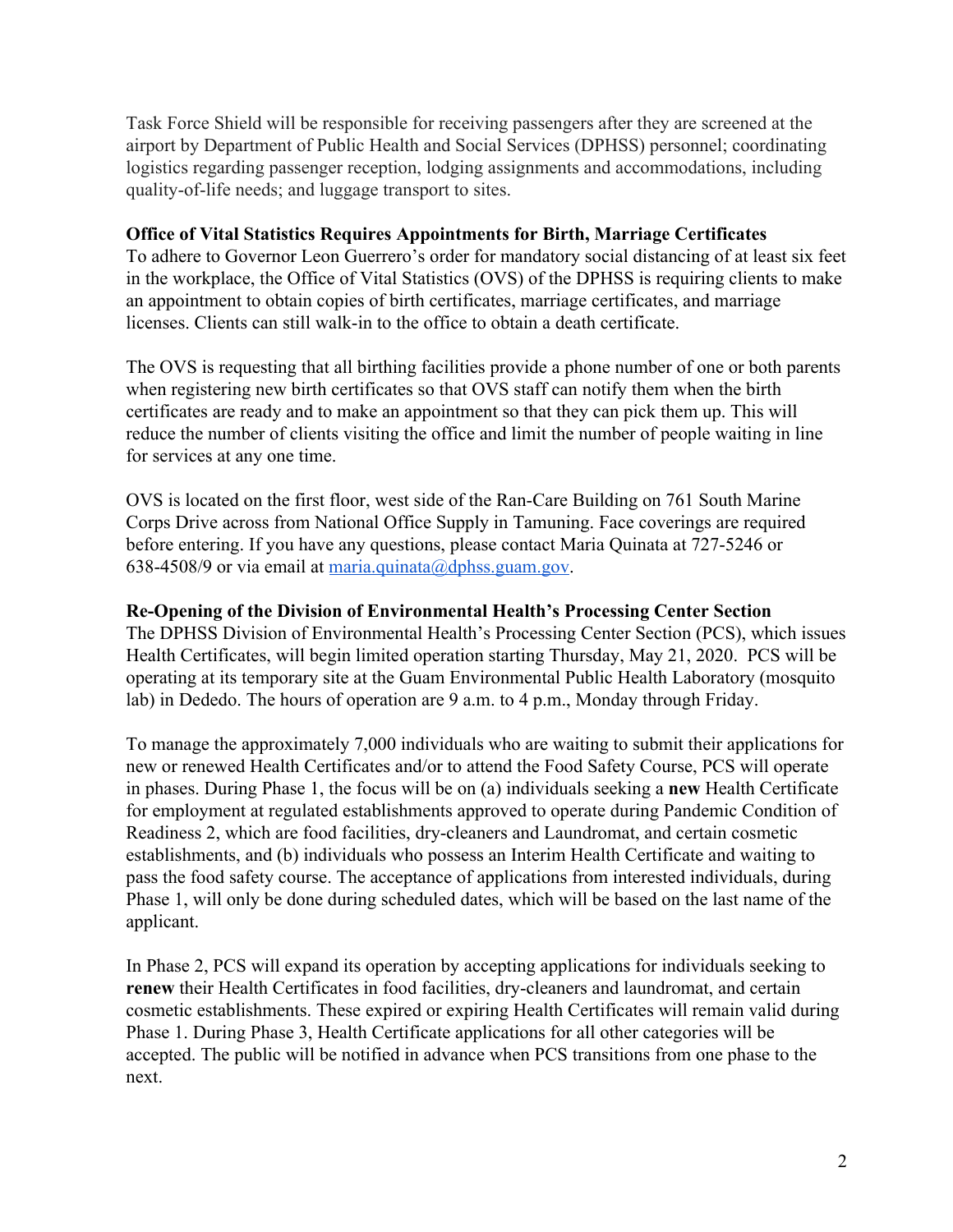Task Force Shield will be responsible for receiving passengers after they are screened at the airport by Department of Public Health and Social Services (DPHSS) personnel; coordinating logistics regarding passenger reception, lodging assignments and accommodations, including quality-of-life needs; and luggage transport to sites.

**Office of Vital Statistics Requires Appointments for Birth, Marriage Certificates**

To adhere to Governor Leon Guerrero's order for mandatory social distancing of at least six feet in the workplace, the Office of Vital Statistics (OVS) of the DPHSS is requiring clients to make an appointment to obtain copies of birth certificates, marriage certificates, and marriage licenses. Clients can still walk-in to the office to obtain a death certificate.

The OVS is requesting that all birthing facilities provide a phone number of one or both parents when registering new birth certificates so that OVS staff can notify them when the birth certificates are ready and to make an appointment so that they can pick them up. This will reduce the number of clients visiting the office and limit the number of people waiting in line for services at any one time.

OVS is located on the first floor, west side of the Ran-Care Building on 761 South Marine Corps Drive across from National Office Supply in Tamuning. Face coverings are required before entering. If you have any questions, please contact Maria Quinata at 727-5246 or 638-4508/9 or via email at maria.quinata@dphss.guam.gov.

**Re-Opening of the Division of Environmental Health's Processing Center Section**

The DPHSS Division of Environmental Health's Processing Center Section (PCS), which issues Health Certificates, will begin limited operation starting Thursday, May 21, 2020. PCS will be operating at its temporary site at the Guam Environmental Public Health Laboratory (mosquito lab) in Dededo. The hours of operation are 9 a.m. to 4 p.m., Monday through Friday.

To manage the approximately 7,000 individuals who are waiting to submit their applications for new or renewed Health Certificates and/or to attend the Food Safety Course, PCS will operate in phases. During Phase 1, the focus will be on (a) individuals seeking a **new** Health Certificate for employment at regulated establishments approved to operate during Pandemic Condition of Readiness 2, which are food facilities, dry-cleaners and Laundromat, and certain cosmetic establishments, and (b) individuals who possess an Interim Health Certificate and waiting to pass the food safety course. The acceptance of applications from interested individuals, during Phase 1, will only be done during scheduled dates, which will be based on the last name of the applicant.

In Phase 2, PCS will expand its operation by accepting applications for individuals seeking to **renew** their Health Certificates in food facilities, dry-cleaners and laundromat, and certain cosmetic establishments. These expired or expiring Health Certificates will remain valid during Phase 1. During Phase 3, Health Certificate applications for all other categories will be accepted. The public will be notified in advance when PCS transitions from one phase to the next.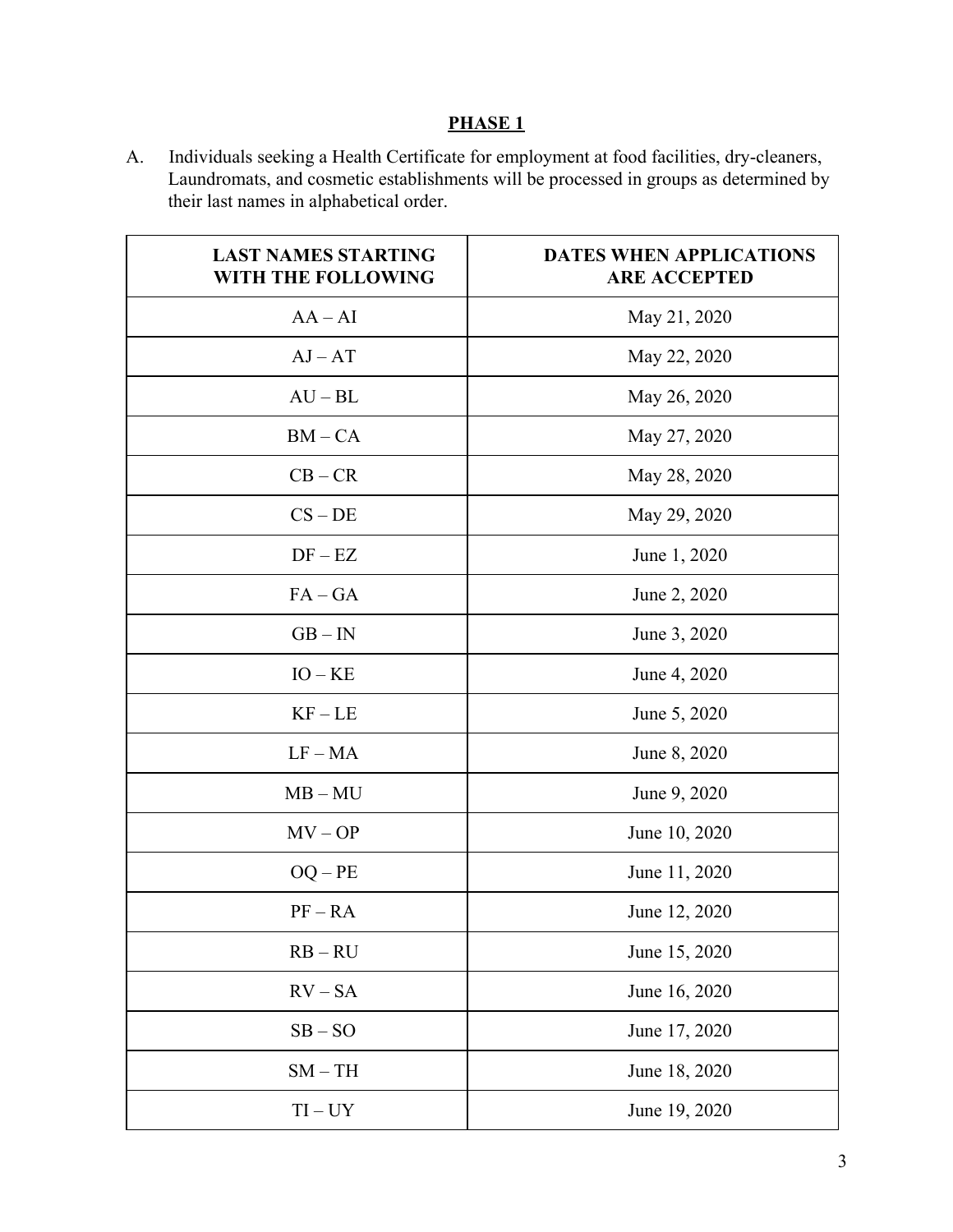## PHASE 1

A. Individuals seeking a Health Certificate for employment at food facilities, dry-cleaners, Laundromats, and cosmetic establishments will be processed in groups as determined by their last names in alphabetical order.

| LAST NAMES STARTING WITH THE FOLLOWING | DATES WHEN APPLICATIONS ARE ACCEPTED |
|---|---|
| AA – AI | May 21, 2020 |
| AJ – AT | May 22, 2020 |
| AU – BL | May 26, 2020 |
| BM – CA | May 27, 2020 |
| CB – CR | May 28, 2020 |
| CS – DE | May 29, 2020 |
| DF – EZ | June 1, 2020 |
| FA – GA | June 2, 2020 |
| GB – IN | June 3, 2020 |
| IO – KE | June 4, 2020 |
| KF – LE | June 5, 2020 |
| LF – MA | June 8, 2020 |
| MB – MU | June 9, 2020 |
| MV – OP | June 10, 2020 |
| OQ – PE | June 11, 2020 |
| PF – RA | June 12, 2020 |
| RB – RU | June 15, 2020 |
| RV – SA | June 16, 2020 |
| SB – SO | June 17, 2020 |
| SM – TH | June 18, 2020 |
| TI – UY | June 19, 2020 |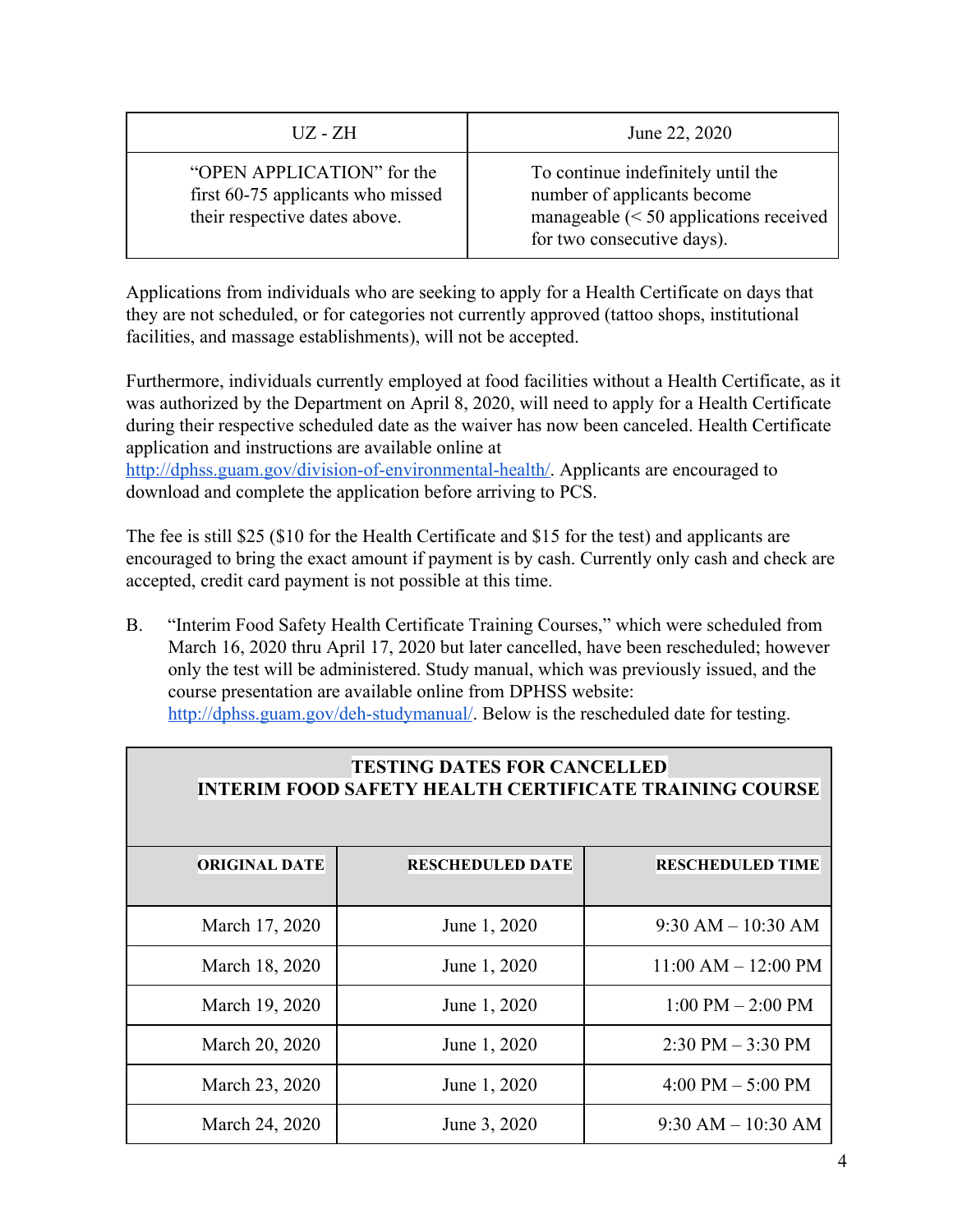| | |
|---|---|
| UZ - ZH | June 22, 2020 |
| "OPEN APPLICATION" for the first 60-75 applicants who missed their respective dates above. | To continue indefinitely until the number of applicants become manageable (< 50 applications received for two consecutive days). |

Applications from individuals who are seeking to apply for a Health Certificate on days that they are not scheduled, or for categories not currently approved (tattoo shops, institutional facilities, and massage establishments), will not be accepted.

Furthermore, individuals currently employed at food facilities without a Health Certificate, as it was authorized by the Department on April 8, 2020, will need to apply for a Health Certificate during their respective scheduled date as the waiver has now been canceled. Health Certificate application and instructions are available online at http://dphss.guam.gov/division-of-environmental-health/. Applicants are encouraged to download and complete the application before arriving to PCS.

The fee is still $25 ($10 for the Health Certificate and $15 for the test) and applicants are encouraged to bring the exact amount if payment is by cash. Currently only cash and check are accepted, credit card payment is not possible at this time.

B. "Interim Food Safety Health Certificate Training Courses," which were scheduled from March 16, 2020 thru April 17, 2020 but later cancelled, have been rescheduled; however only the test will be administered. Study manual, which was previously issued, and the course presentation are available online from DPHSS website: http://dphss.guam.gov/deh-studymanual/. Below is the rescheduled date for testing.

| **TESTING DATES FOR CANCELLED INTERIM FOOD SAFETY HEALTH CERTIFICATE TRAINING COURSE** | | |
|---|---|---|
| **ORIGINAL DATE** | **RESCHEDULED DATE** | **RESCHEDULED TIME** |
| March 17, 2020 | June 1, 2020 | 9:30 AM – 10:30 AM |
| March 18, 2020 | June 1, 2020 | 11:00 AM – 12:00 PM |
| March 19, 2020 | June 1, 2020 | 1:00 PM – 2:00 PM |
| March 20, 2020 | June 1, 2020 | 2:30 PM – 3:30 PM |
| March 23, 2020 | June 1, 2020 | 4:00 PM – 5:00 PM |
| March 24, 2020 | June 3, 2020 | 9:30 AM – 10:30 AM |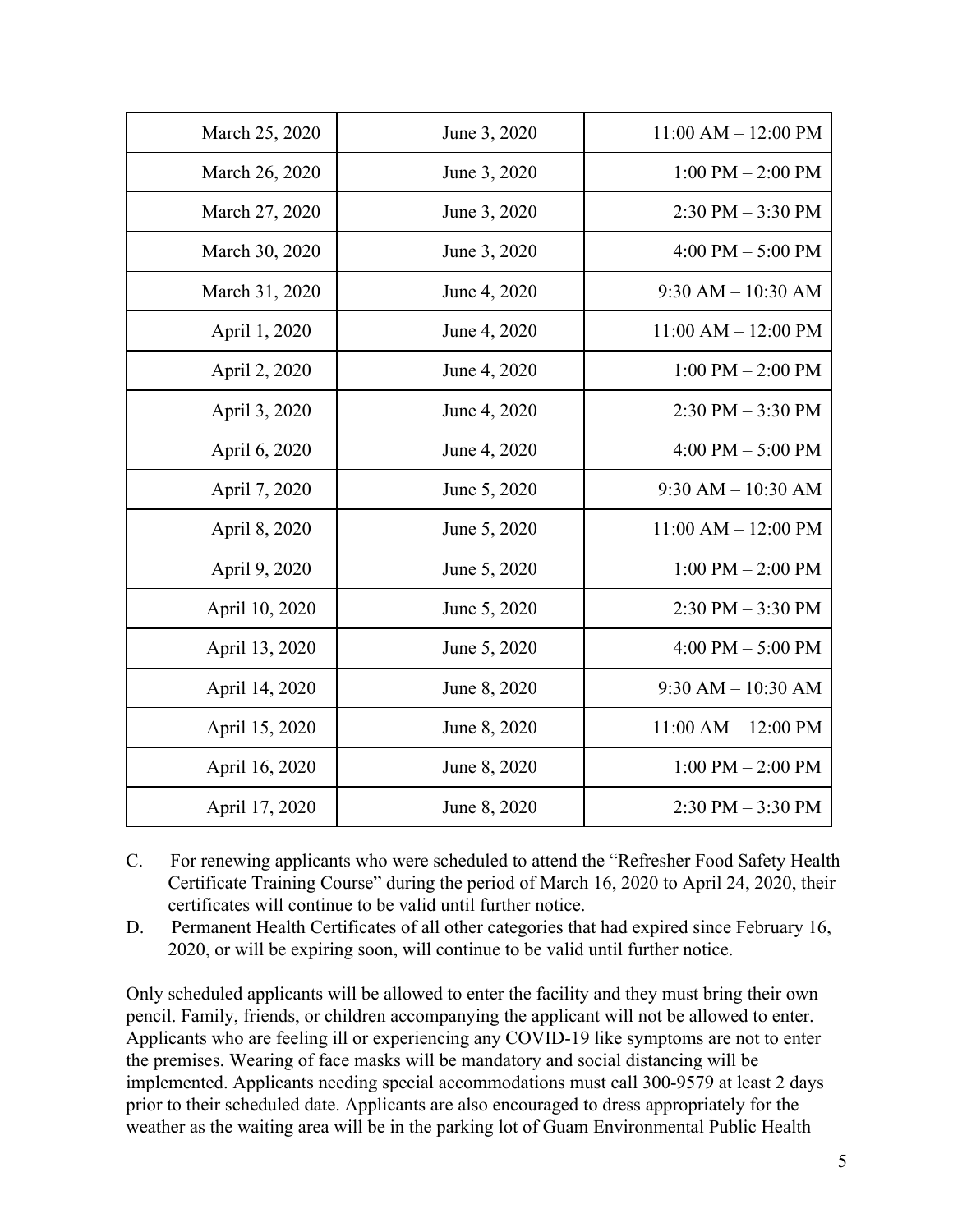| | | |
|---|---|---|
| March 25, 2020 | June 3, 2020 | 11:00 AM – 12:00 PM |
| March 26, 2020 | June 3, 2020 | 1:00 PM – 2:00 PM |
| March 27, 2020 | June 3, 2020 | 2:30 PM – 3:30 PM |
| March 30, 2020 | June 3, 2020 | 4:00 PM – 5:00 PM |
| March 31, 2020 | June 4, 2020 | 9:30 AM – 10:30 AM |
| April 1, 2020 | June 4, 2020 | 11:00 AM – 12:00 PM |
| April 2, 2020 | June 4, 2020 | 1:00 PM – 2:00 PM |
| April 3, 2020 | June 4, 2020 | 2:30 PM – 3:30 PM |
| April 6, 2020 | June 4, 2020 | 4:00 PM – 5:00 PM |
| April 7, 2020 | June 5, 2020 | 9:30 AM – 10:30 AM |
| April 8, 2020 | June 5, 2020 | 11:00 AM – 12:00 PM |
| April 9, 2020 | June 5, 2020 | 1:00 PM – 2:00 PM |
| April 10, 2020 | June 5, 2020 | 2:30 PM – 3:30 PM |
| April 13, 2020 | June 5, 2020 | 4:00 PM – 5:00 PM |
| April 14, 2020 | June 8, 2020 | 9:30 AM – 10:30 AM |
| April 15, 2020 | June 8, 2020 | 11:00 AM – 12:00 PM |
| April 16, 2020 | June 8, 2020 | 1:00 PM – 2:00 PM |
| April 17, 2020 | June 8, 2020 | 2:30 PM – 3:30 PM |

C. For renewing applicants who were scheduled to attend the "Refresher Food Safety Health Certificate Training Course" during the period of March 16, 2020 to April 24, 2020, their certificates will continue to be valid until further notice.

D. Permanent Health Certificates of all other categories that had expired since February 16, 2020, or will be expiring soon, will continue to be valid until further notice.

Only scheduled applicants will be allowed to enter the facility and they must bring their own pencil. Family, friends, or children accompanying the applicant will not be allowed to enter. Applicants who are feeling ill or experiencing any COVID-19 like symptoms are not to enter the premises. Wearing of face masks will be mandatory and social distancing will be implemented. Applicants needing special accommodations must call 300-9579 at least 2 days prior to their scheduled date. Applicants are also encouraged to dress appropriately for the weather as the waiting area will be in the parking lot of Guam Environmental Public Health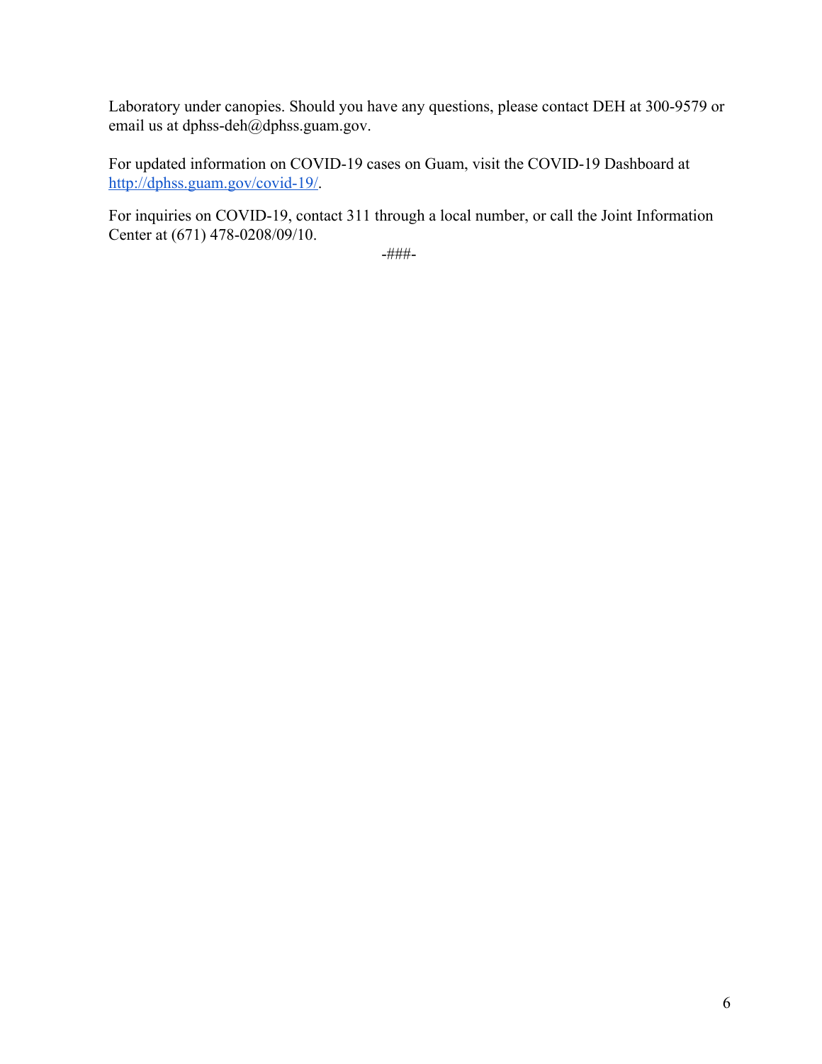Laboratory under canopies. Should you have any questions, please contact DEH at 300-9579 or email us at dphss-deh@dphss.guam.gov.

For updated information on COVID-19 cases on Guam, visit the COVID-19 Dashboard at [http://dphss.guam.gov/covid-19/](http://dphss.guam.gov/covid-19/).

For inquiries on COVID-19, contact 311 through a local number, or call the Joint Information Center at (671) 478-0208/09/10.

-###-